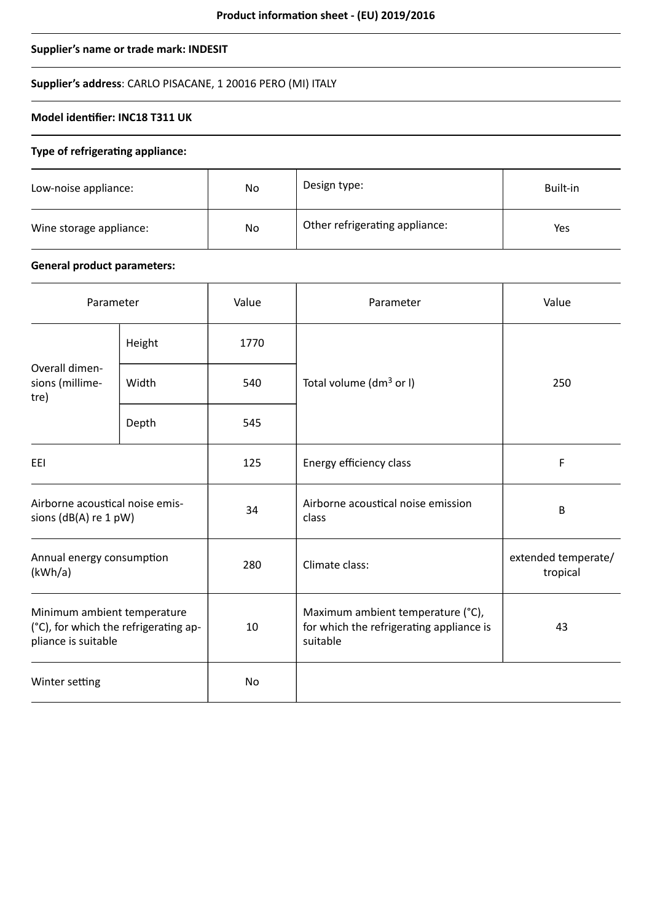# Product information sheet - (EU) 2019/2016

**Supplier's name or trade mark: INDESIT**

**Supplier's address**: CARLO PISACANE, 1 20016 PERO (MI) ITALY

**Model identifier: INC18 T311 UK**

**Type of refrigerating appliance:**

| | | | |
|---|---|---|---|
| Low-noise appliance: | No | Design type: | Built-in |
| Wine storage appliance: | No | Other refrigerating appliance: | Yes |

**General product parameters:**

| Parameter | | Value | Parameter | Value |
|---|---|---|---|---|
| Overall dimensions (millimetre) | Height | 1770 | Total volume (dm$^3$ or l) | 250 |
| | Width | 540 | | |
| | Depth | 545 | | |
| EEI | | 125 | Energy efficiency class | F |
| Airborne acoustical noise emissions (dB(A) re 1 pW) | | 34 | Airborne acoustical noise emission class | B |
| Annual energy consumption (kWh/a) | | 280 | Climate class: | extended temperate/ tropical |
| Minimum ambient temperature (°C), for which the refrigerating appliance is suitable | | 10 | Maximum ambient temperature (°C), for which the refrigerating appliance is suitable | 43 |
| Winter setting | | No | | |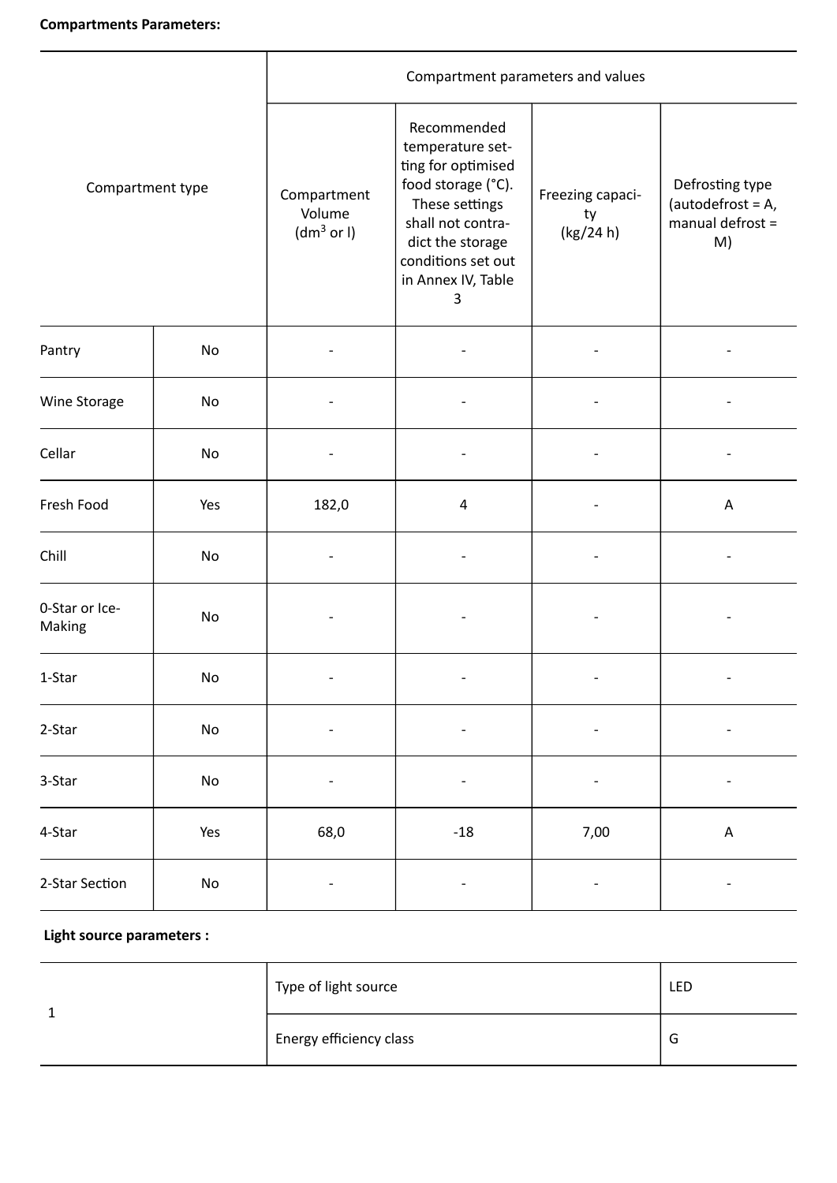**Compartments Parameters:**

| Compartment type | | Compartment parameters and values | | | |
|---|---|---|---|---|---|
| | | Compartment Volume ($dm^3$ or l) | Recommended temperature setting for optimised food storage (°C). These settings shall not contradict the storage conditions set out in Annex IV, Table 3 | Freezing capacity (kg/24 h) | Defrosting type (autodefrost = A, manual defrost = M) |
| Pantry | No | - | - | - | - |
| Wine Storage | No | - | - | - | - |
| Cellar | No | - | - | - | - |
| Fresh Food | Yes | 182,0 | 4 | - | A |
| Chill | No | - | - | - | - |
| 0-Star or Ice-Making | No | - | - | - | - |
| 1-Star | No | - | - | - | - |
| 2-Star | No | - | - | - | - |
| 3-Star | No | - | - | - | - |
| 4-Star | Yes | 68,0 | -18 | 7,00 | A |
| 2-Star Section | No | - | - | - | - |

**Light source parameters :**

| | | |
|---|---|---|
| 1 | Type of light source | LED |
| | Energy efficiency class | G |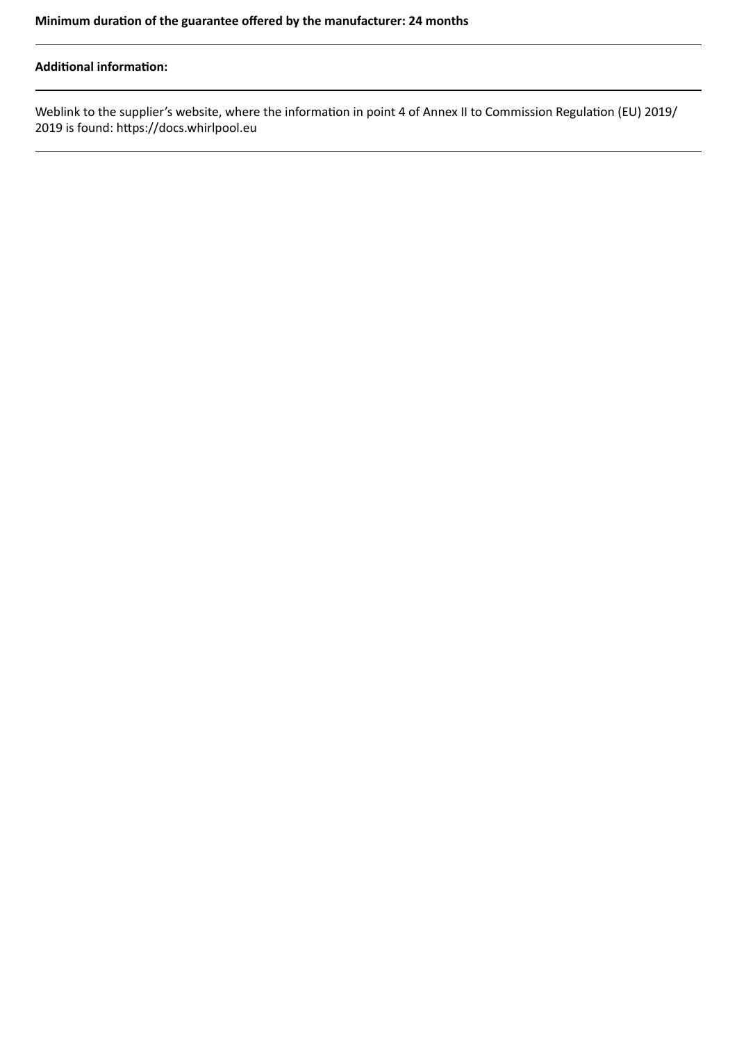**Minimum duration of the guarantee offered by the manufacturer: 24 months**

---

**Additional information:**

---

Weblink to the supplier's website, where the information in point 4 of Annex II to Commission Regulation (EU) 2019/2019 is found: https://docs.whirlpool.eu

---